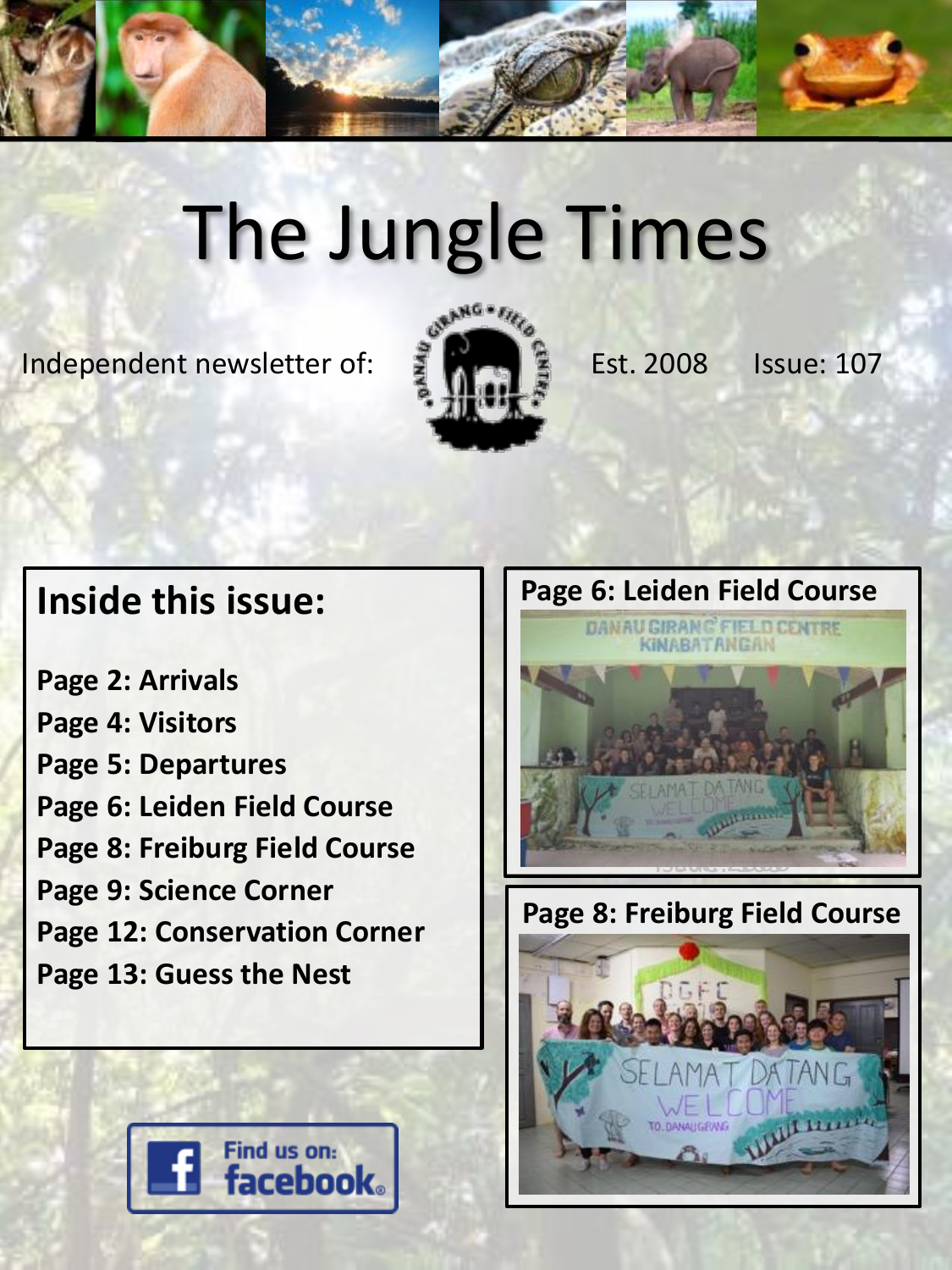# The Jungle Times

Independent newsletter of: Est. 2008 Issue: 107

## Inside this issue:

**Page 2: Arrivals**
**Page 4: Visitors**
**Page 5: Departures**
**Page 6: Leiden Field Course**
**Page 8: Freiburg Field Course**
**Page 9: Science Corner**
**Page 12: Conservation Corner**
**Page 13: Guess the Nest**

**Page 6: Leiden Field Course**

**Page 8: Freiburg Field Course**

Find us on: facebook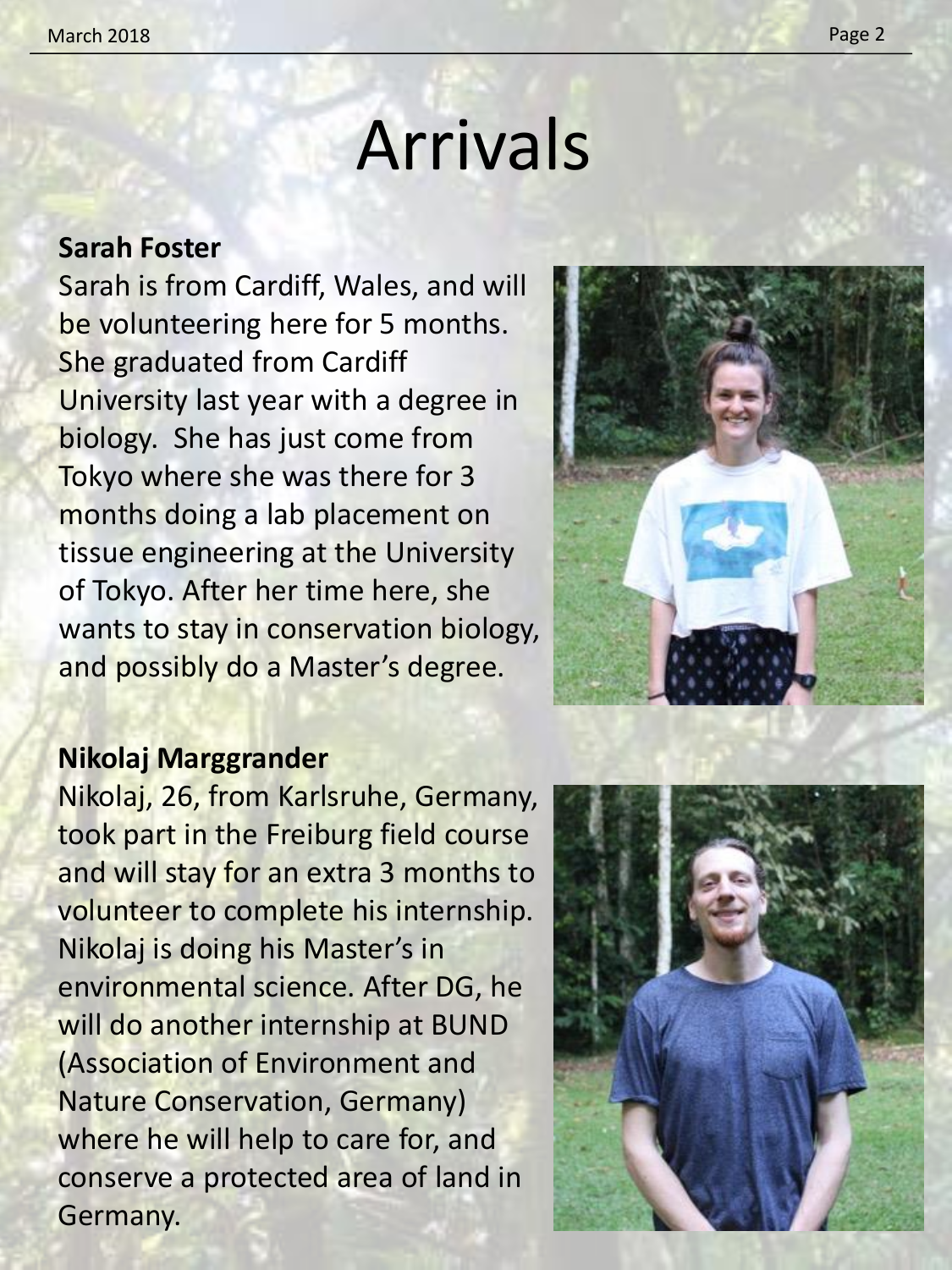# Arrivals

**Sarah Foster**

Sarah is from Cardiff, Wales, and will be volunteering here for 5 months. She graduated from Cardiff University last year with a degree in biology. She has just come from Tokyo where she was there for 3 months doing a lab placement on tissue engineering at the University of Tokyo. After her time here, she wants to stay in conservation biology, and possibly do a Master's degree.

**Nikolaj Marggrander**

Nikolaj, 26, from Karlsruhe, Germany, took part in the Freiburg field course and will stay for an extra 3 months to volunteer to complete his internship. Nikolaj is doing his Master's in environmental science. After DG, he will do another internship at BUND (Association of Environment and Nature Conservation, Germany) where he will help to care for, and conserve a protected area of land in Germany.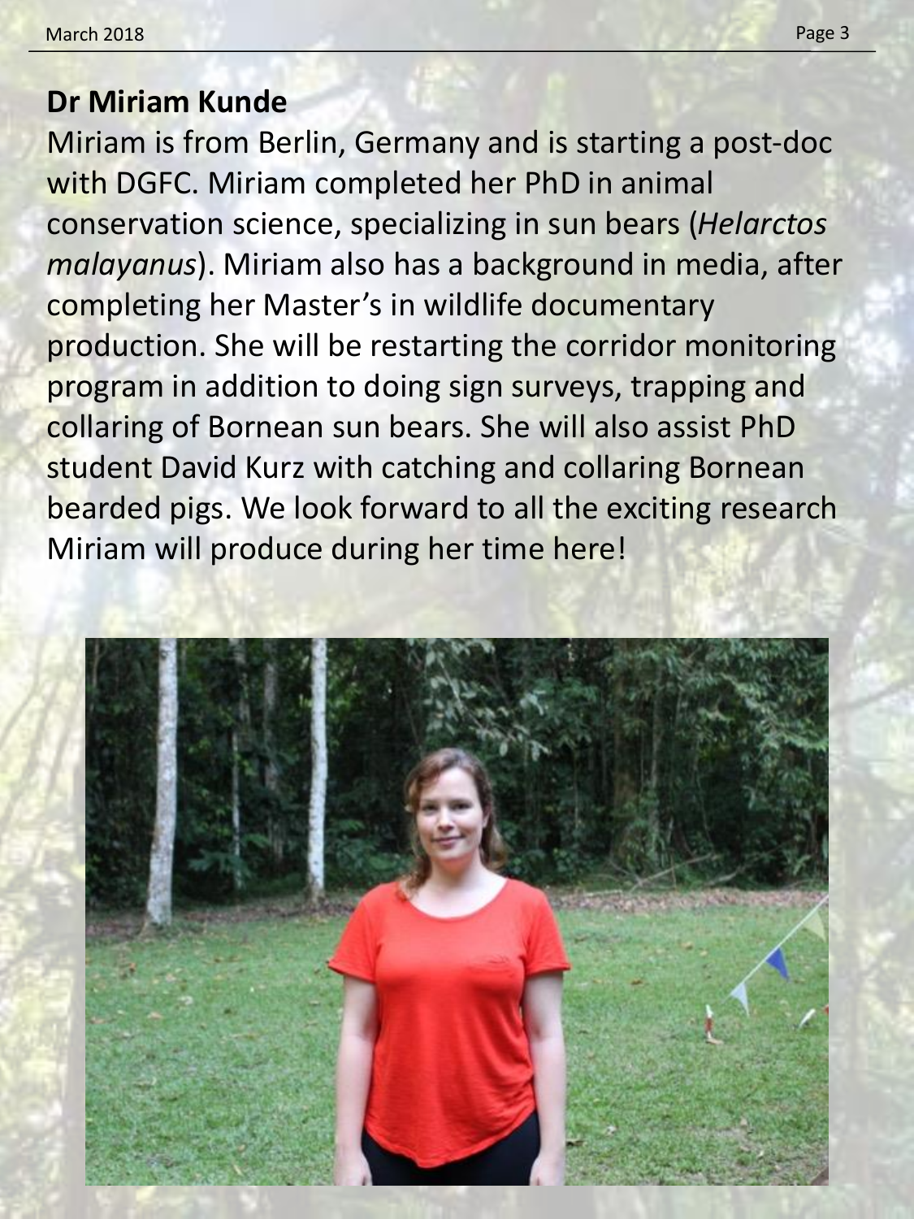## Dr Miriam Kunde

Miriam is from Berlin, Germany and is starting a post-doc with DGFC. Miriam completed her PhD in animal conservation science, specializing in sun bears (*Helarctos malayanus*). Miriam also has a background in media, after completing her Master's in wildlife documentary production. She will be restarting the corridor monitoring program in addition to doing sign surveys, trapping and collaring of Bornean sun bears. She will also assist PhD student David Kurz with catching and collaring Bornean bearded pigs. We look forward to all the exciting research Miriam will produce during her time here!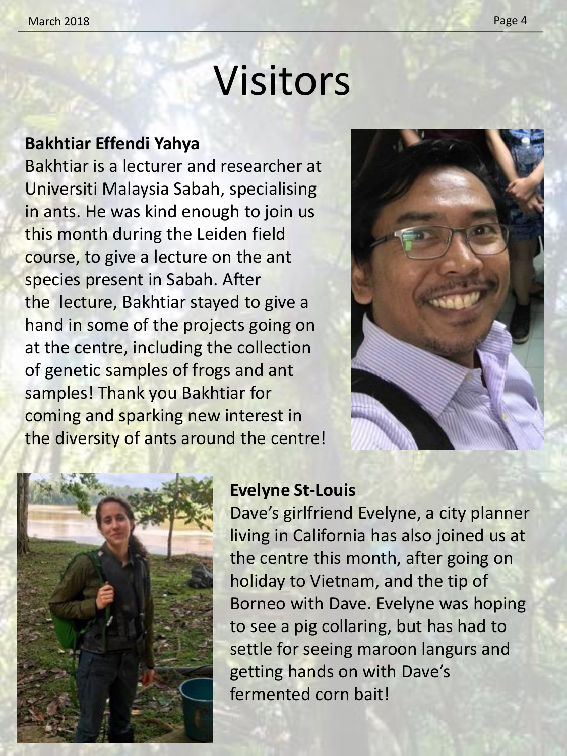# Visitors

**Bakhtiar Effendi Yahya**

Bakhtiar is a lecturer and researcher at Universiti Malaysia Sabah, specialising in ants. He was kind enough to join us this month during the Leiden field course, to give a lecture on the ant species present in Sabah. After the lecture, Bakhtiar stayed to give a hand in some of the projects going on at the centre, including the collection of genetic samples of frogs and ant samples! Thank you Bakhtiar for coming and sparking new interest in the diversity of ants around the centre!

**Evelyne St-Louis**

Dave's girlfriend Evelyne, a city planner living in California has also joined us at the centre this month, after going on holiday to Vietnam, and the tip of Borneo with Dave. Evelyne was hoping to see a pig collaring, but has had to settle for seeing maroon langurs and getting hands on with Dave's fermented corn bait!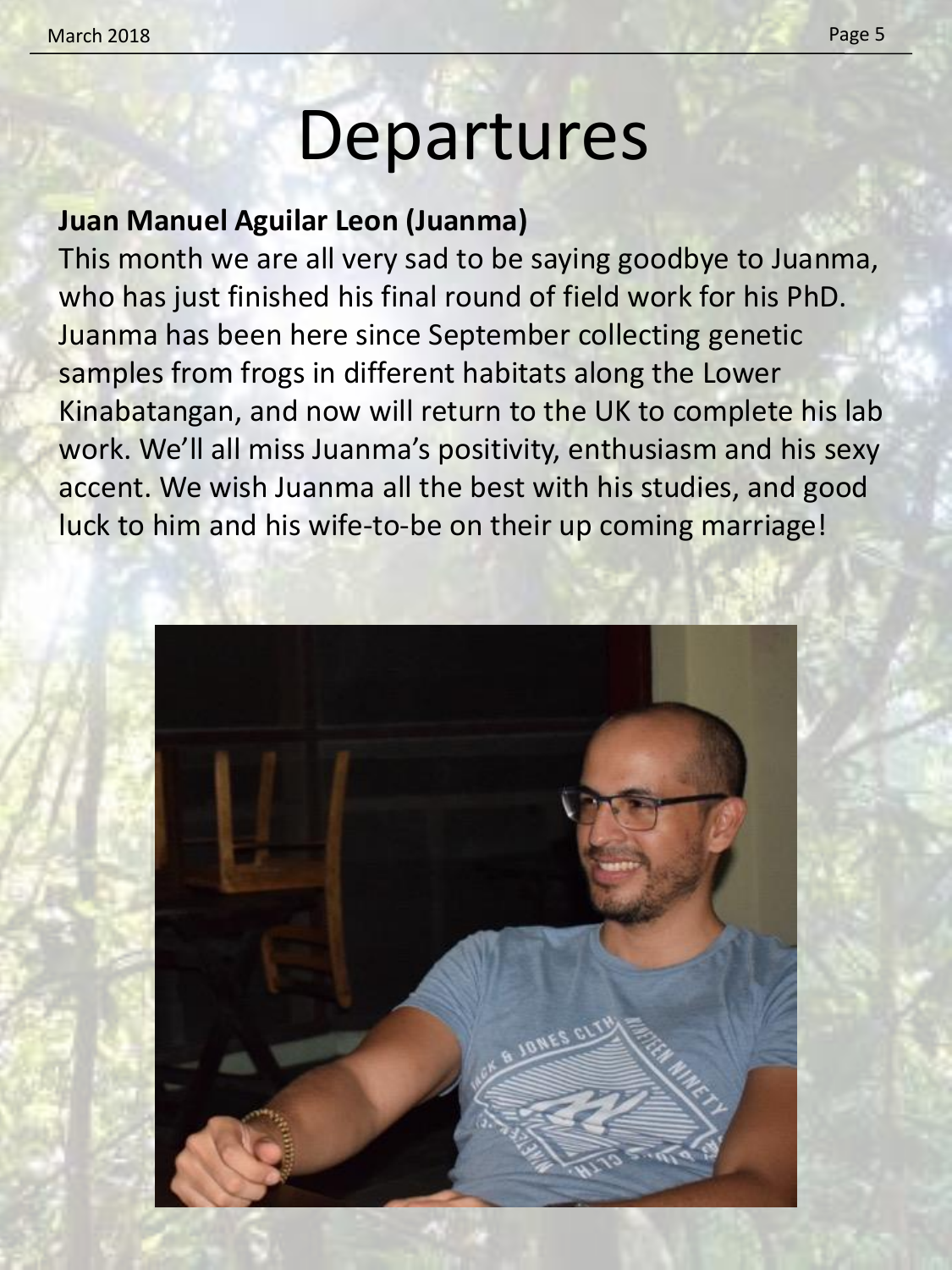# Departures

**Juan Manuel Aguilar Leon (Juanma)**

This month we are all very sad to be saying goodbye to Juanma, who has just finished his final round of field work for his PhD. Juanma has been here since September collecting genetic samples from frogs in different habitats along the Lower Kinabatangan, and now will return to the UK to complete his lab work. We'll all miss Juanma's positivity, enthusiasm and his sexy accent. We wish Juanma all the best with his studies, and good luck to him and his wife-to-be on their up coming marriage!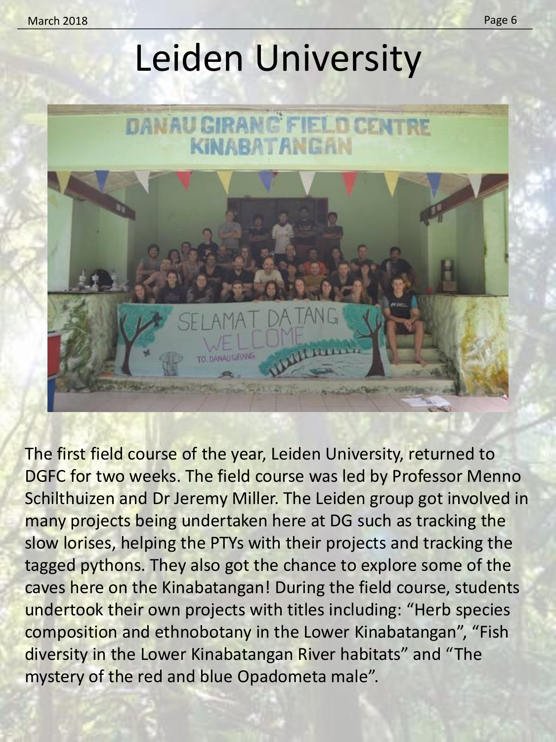# Leiden University

The first field course of the year, Leiden University, returned to DGFC for two weeks. The field course was led by Professor Menno Schilthuizen and Dr Jeremy Miller. The Leiden group got involved in many projects being undertaken here at DG such as tracking the slow lorises, helping the PTYs with their projects and tracking the tagged pythons. They also got the chance to explore some of the caves here on the Kinabatangan! During the field course, students undertook their own projects with titles including: "Herb species composition and ethnobotany in the Lower Kinabatangan", "Fish diversity in the Lower Kinabatangan River habitats" and "The mystery of the red and blue Opadometa male".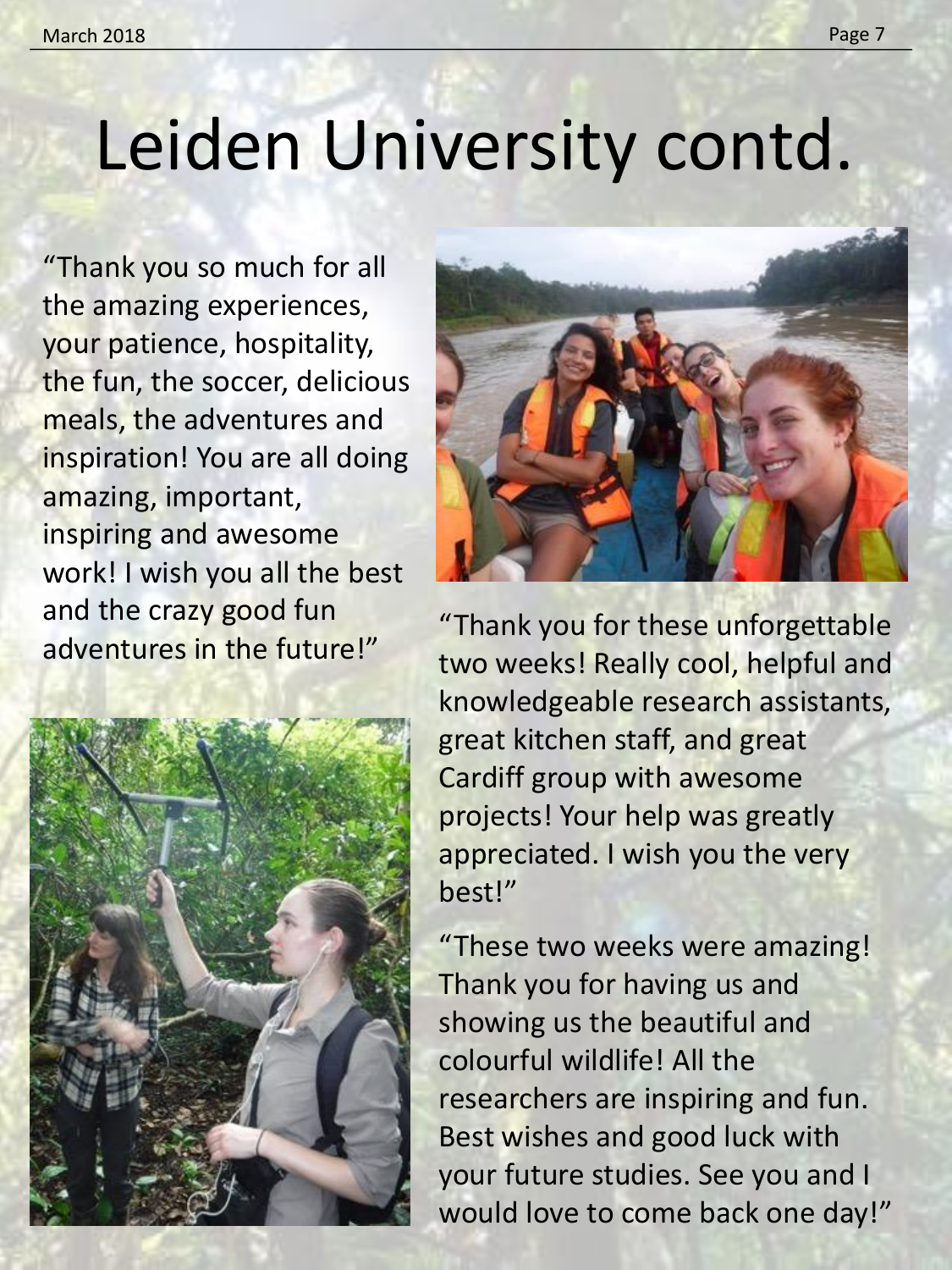# Leiden University contd.

"Thank you so much for all the amazing experiences, your patience, hospitality, the fun, the soccer, delicious meals, the adventures and inspiration! You are all doing amazing, important, inspiring and awesome work! I wish you all the best and the crazy good fun adventures in the future!"

"Thank you for these unforgettable two weeks! Really cool, helpful and knowledgeable research assistants, great kitchen staff, and great Cardiff group with awesome projects! Your help was greatly appreciated. I wish you the very best!"

"These two weeks were amazing! Thank you for having us and showing us the beautiful and colourful wildlife! All the researchers are inspiring and fun. Best wishes and good luck with your future studies. See you and I would love to come back one day!"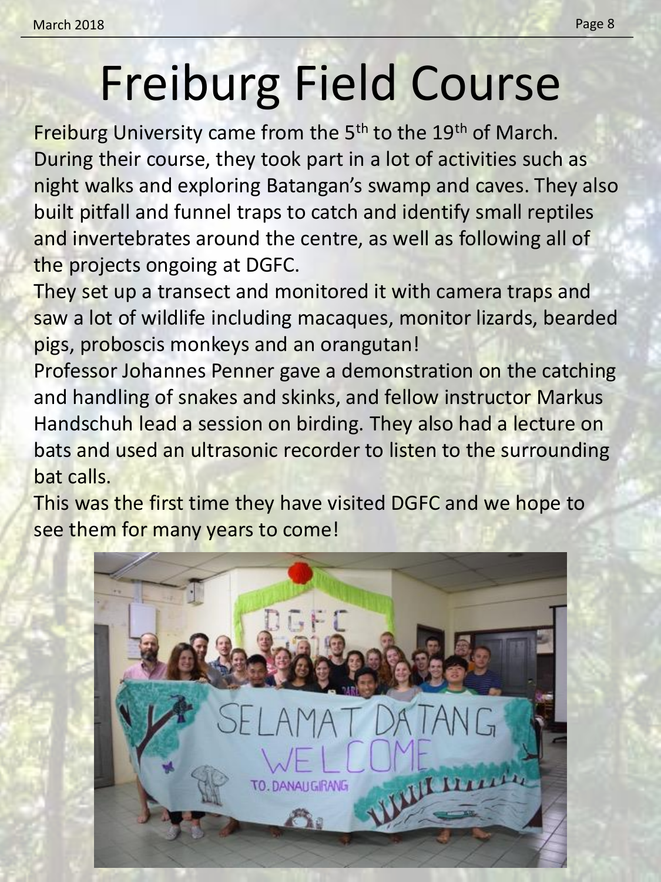# Freiburg Field Course

Freiburg University came from the 5th to the 19th of March. During their course, they took part in a lot of activities such as night walks and exploring Batangan's swamp and caves. They also built pitfall and funnel traps to catch and identify small reptiles and invertebrates around the centre, as well as following all of the projects ongoing at DGFC.

They set up a transect and monitored it with camera traps and saw a lot of wildlife including macaques, monitor lizards, bearded pigs, proboscis monkeys and an orangutan!

Professor Johannes Penner gave a demonstration on the catching and handling of snakes and skinks, and fellow instructor Markus Handschuh lead a session on birding. They also had a lecture on bats and used an ultrasonic recorder to listen to the surrounding bat calls.

This was the first time they have visited DGFC and we hope to see them for many years to come!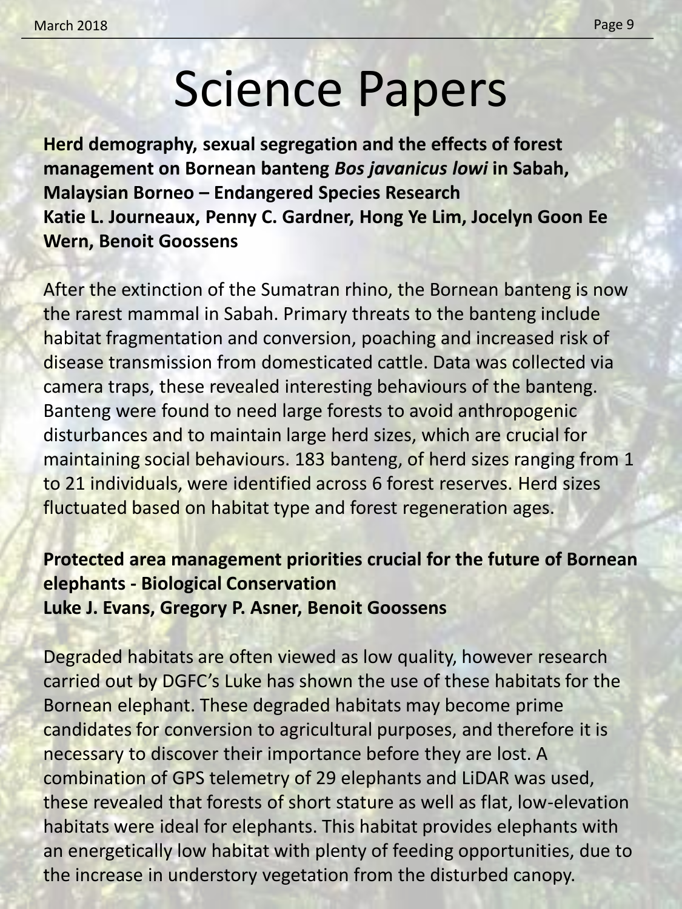# Science Papers

**Herd demography, sexual segregation and the effects of forest management on Bornean banteng *Bos javanicus lowi* in Sabah, Malaysian Borneo – Endangered Species Research**
**Katie L. Journeaux, Penny C. Gardner, Hong Ye Lim, Jocelyn Goon Ee Wern, Benoit Goossens**

After the extinction of the Sumatran rhino, the Bornean banteng is now the rarest mammal in Sabah. Primary threats to the banteng include habitat fragmentation and conversion, poaching and increased risk of disease transmission from domesticated cattle. Data was collected via camera traps, these revealed interesting behaviours of the banteng. Banteng were found to need large forests to avoid anthropogenic disturbances and to maintain large herd sizes, which are crucial for maintaining social behaviours. 183 banteng, of herd sizes ranging from 1 to 21 individuals, were identified across 6 forest reserves. Herd sizes fluctuated based on habitat type and forest regeneration ages.

**Protected area management priorities crucial for the future of Bornean elephants - Biological Conservation**
**Luke J. Evans, Gregory P. Asner, Benoit Goossens**

Degraded habitats are often viewed as low quality, however research carried out by DGFC's Luke has shown the use of these habitats for the Bornean elephant. These degraded habitats may become prime candidates for conversion to agricultural purposes, and therefore it is necessary to discover their importance before they are lost. A combination of GPS telemetry of 29 elephants and LiDAR was used, these revealed that forests of short stature as well as flat, low-elevation habitats were ideal for elephants. This habitat provides elephants with an energetically low habitat with plenty of feeding opportunities, due to the increase in understory vegetation from the disturbed canopy.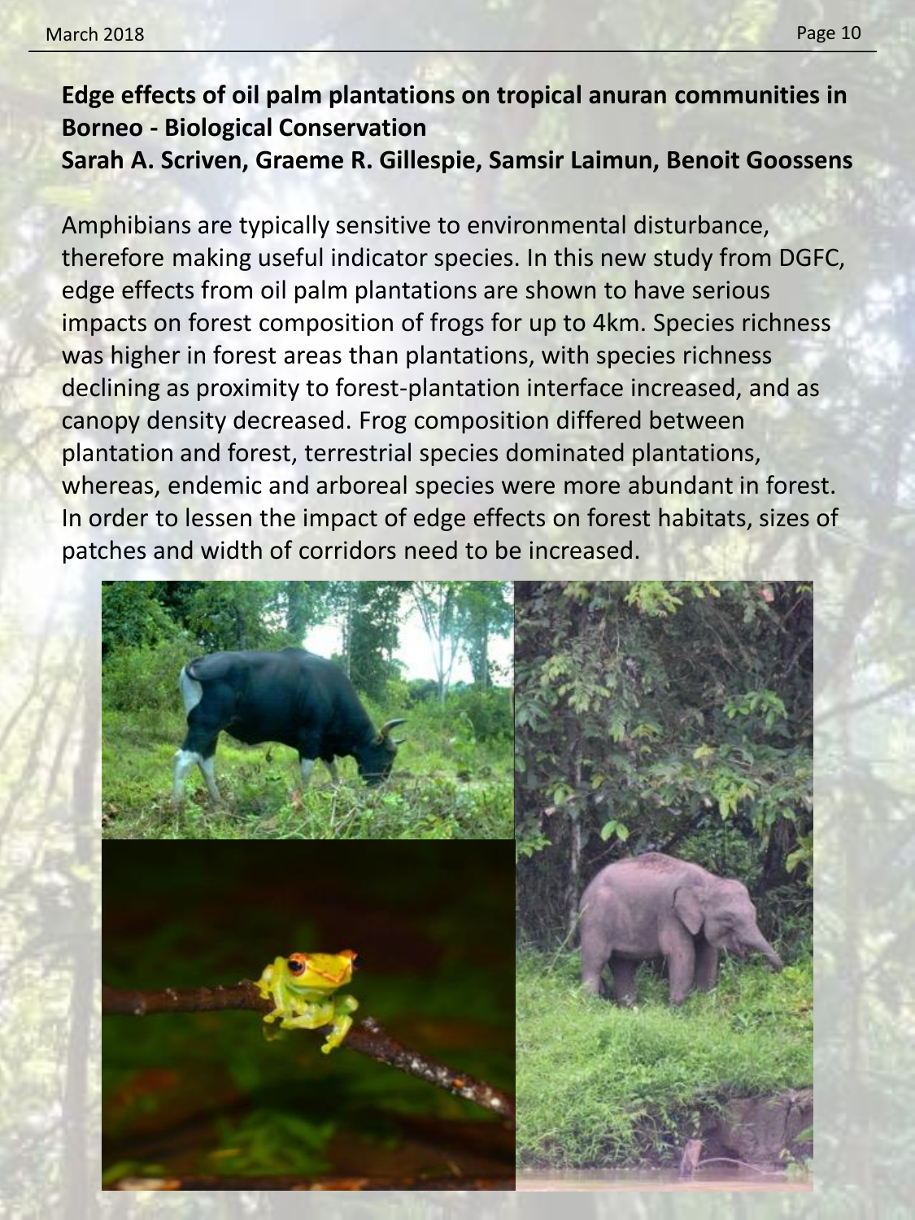## Edge effects of oil palm plantations on tropical anuran communities in Borneo - Biological Conservation

**Sarah A. Scriven, Graeme R. Gillespie, Samsir Laimun, Benoit Goossens**

Amphibians are typically sensitive to environmental disturbance, therefore making useful indicator species. In this new study from DGFC, edge effects from oil palm plantations are shown to have serious impacts on forest composition of frogs for up to 4km. Species richness was higher in forest areas than plantations, with species richness declining as proximity to forest-plantation interface increased, and as canopy density decreased. Frog composition differed between plantation and forest, terrestrial species dominated plantations, whereas, endemic and arboreal species were more abundant in forest. In order to lessen the impact of edge effects on forest habitats, sizes of patches and width of corridors need to be increased.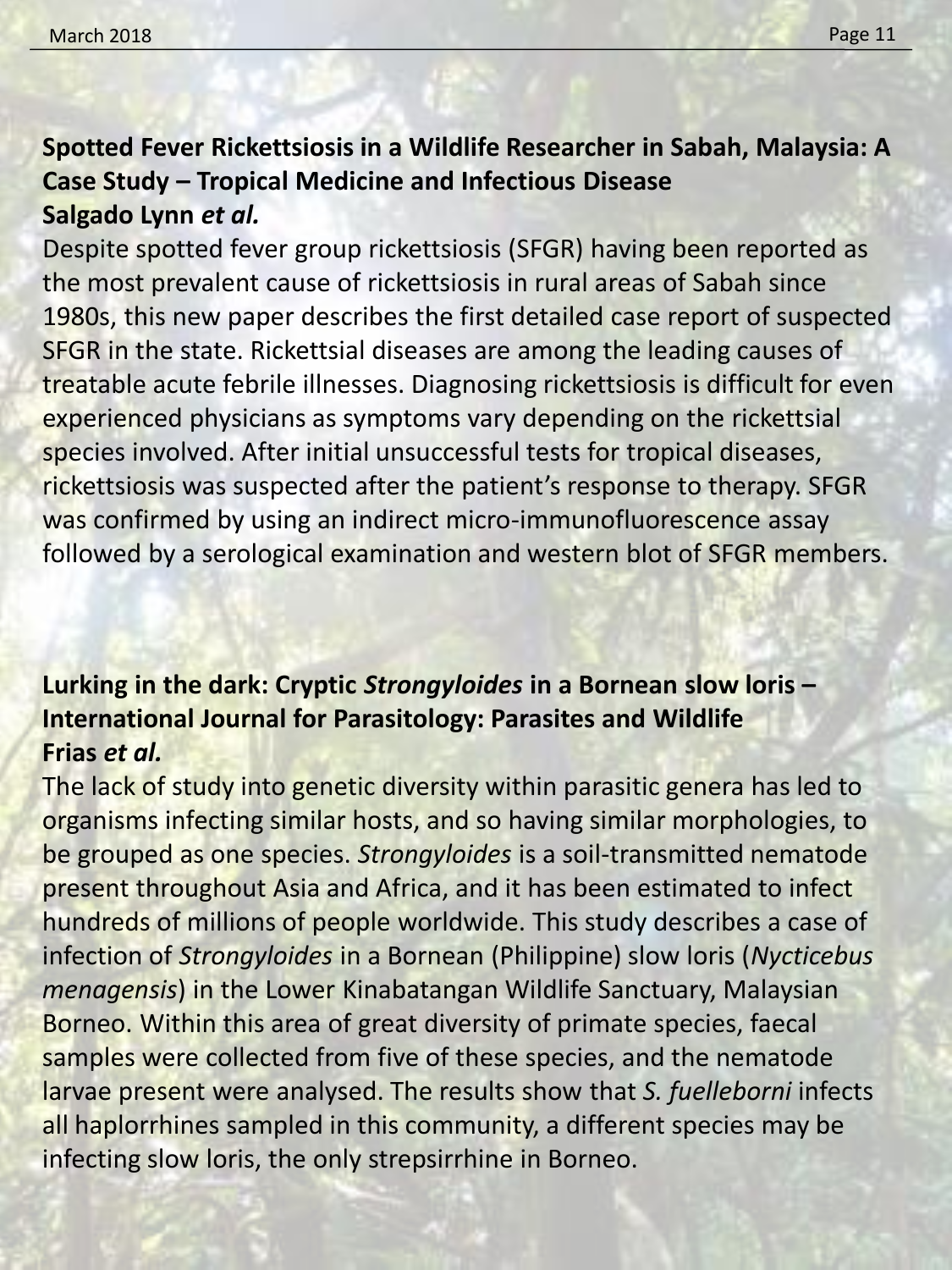## Spotted Fever Rickettsiosis in a Wildlife Researcher in Sabah, Malaysia: A Case Study – Tropical Medicine and Infectious Disease

**Salgado Lynn *et al.***

Despite spotted fever group rickettsiosis (SFGR) having been reported as the most prevalent cause of rickettsiosis in rural areas of Sabah since 1980s, this new paper describes the first detailed case report of suspected SFGR in the state. Rickettsial diseases are among the leading causes of treatable acute febrile illnesses. Diagnosing rickettsiosis is difficult for even experienced physicians as symptoms vary depending on the rickettsial species involved. After initial unsuccessful tests for tropical diseases, rickettsiosis was suspected after the patient's response to therapy. SFGR was confirmed by using an indirect micro-immunofluorescence assay followed by a serological examination and western blot of SFGR members.

## Lurking in the dark: Cryptic *Strongyloides* in a Bornean slow loris – International Journal for Parasitology: Parasites and Wildlife

**Frias *et al.***

The lack of study into genetic diversity within parasitic genera has led to organisms infecting similar hosts, and so having similar morphologies, to be grouped as one species. *Strongyloides* is a soil-transmitted nematode present throughout Asia and Africa, and it has been estimated to infect hundreds of millions of people worldwide. This study describes a case of infection of *Strongyloides* in a Bornean (Philippine) slow loris (*Nycticebus menagensis*) in the Lower Kinabatangan Wildlife Sanctuary, Malaysian Borneo. Within this area of great diversity of primate species, faecal samples were collected from five of these species, and the nematode larvae present were analysed. The results show that *S. fuelleborni* infects all haplorrhines sampled in this community, a different species may be infecting slow loris, the only strepsirrhine in Borneo.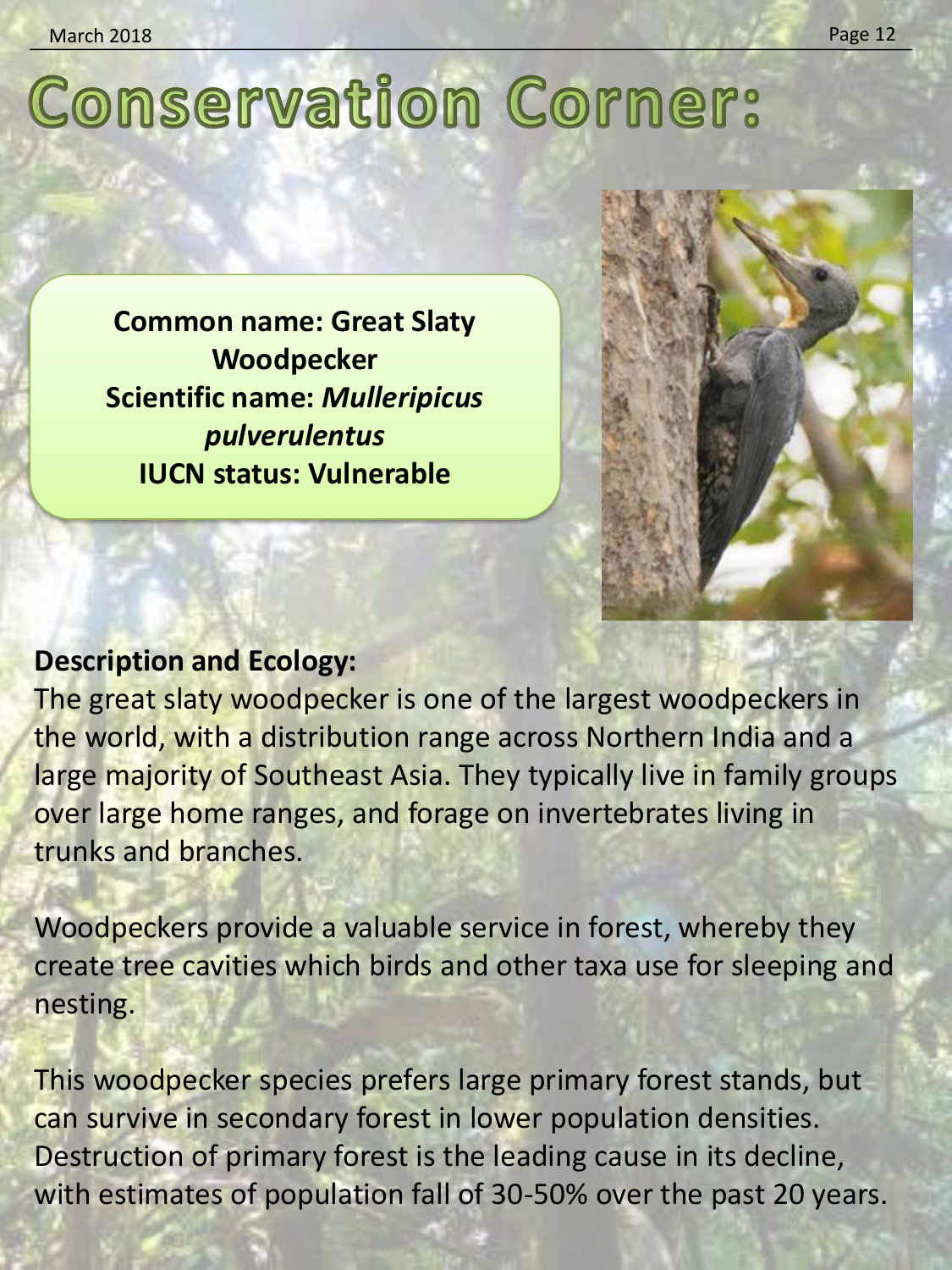# Conservation Corner:

**Common name: Great Slaty Woodpecker**
**Scientific name: *Mulleripicus pulverulentus***
**IUCN status: Vulnerable**

**Description and Ecology:**

The great slaty woodpecker is one of the largest woodpeckers in the world, with a distribution range across Northern India and a large majority of Southeast Asia. They typically live in family groups over large home ranges, and forage on invertebrates living in trunks and branches.

Woodpeckers provide a valuable service in forest, whereby they create tree cavities which birds and other taxa use for sleeping and nesting.

This woodpecker species prefers large primary forest stands, but can survive in secondary forest in lower population densities. Destruction of primary forest is the leading cause in its decline, with estimates of population fall of 30-50% over the past 20 years.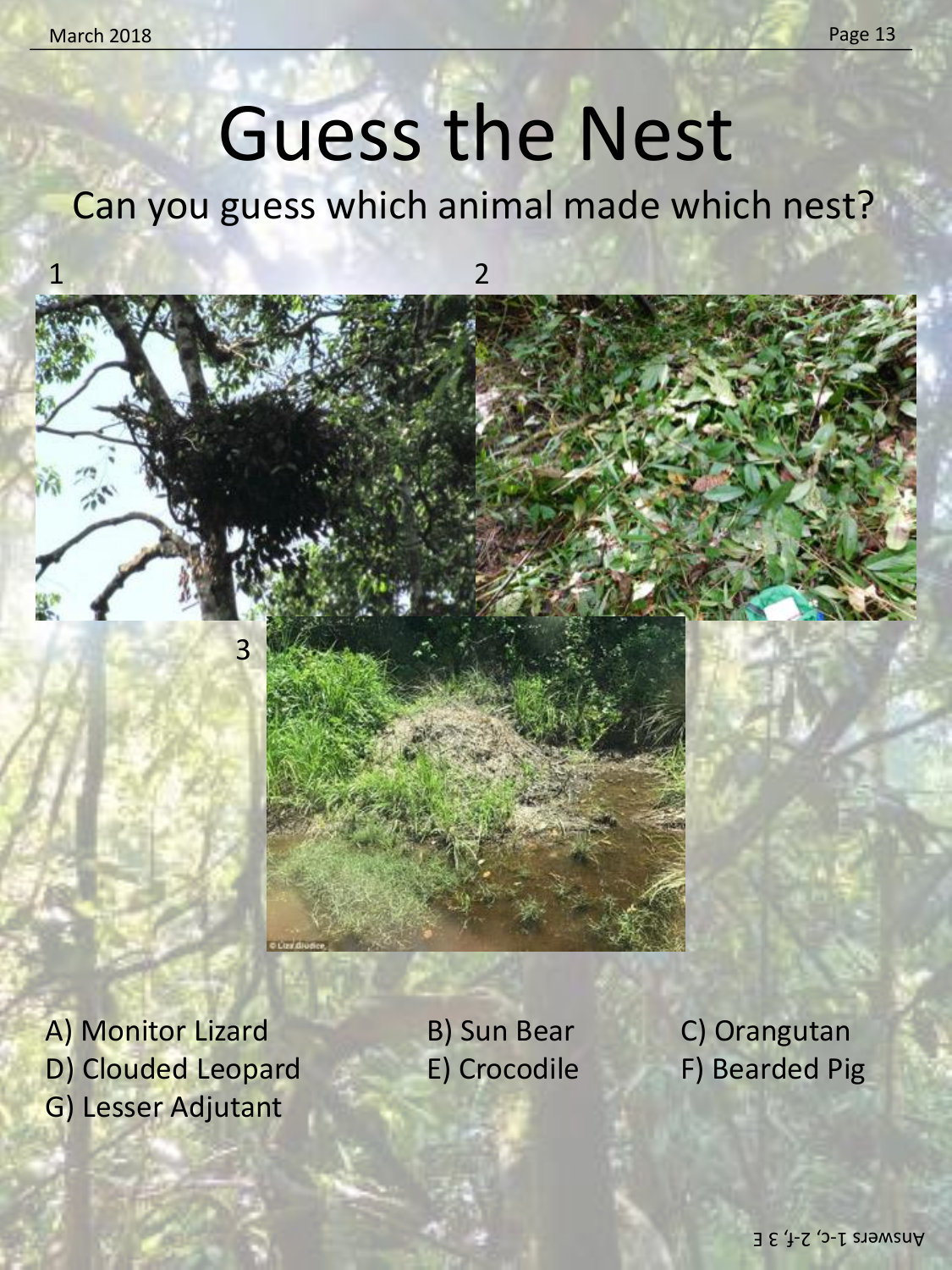# Guess the Nest

## Can you guess which animal made which nest?

1

2

3

A) Monitor Lizard
B) Sun Bear
C) Orangutan
D) Clouded Leopard
E) Crocodile
F) Bearded Pig
G) Lesser Adjutant

Answers 1-c, 2-f, 3 E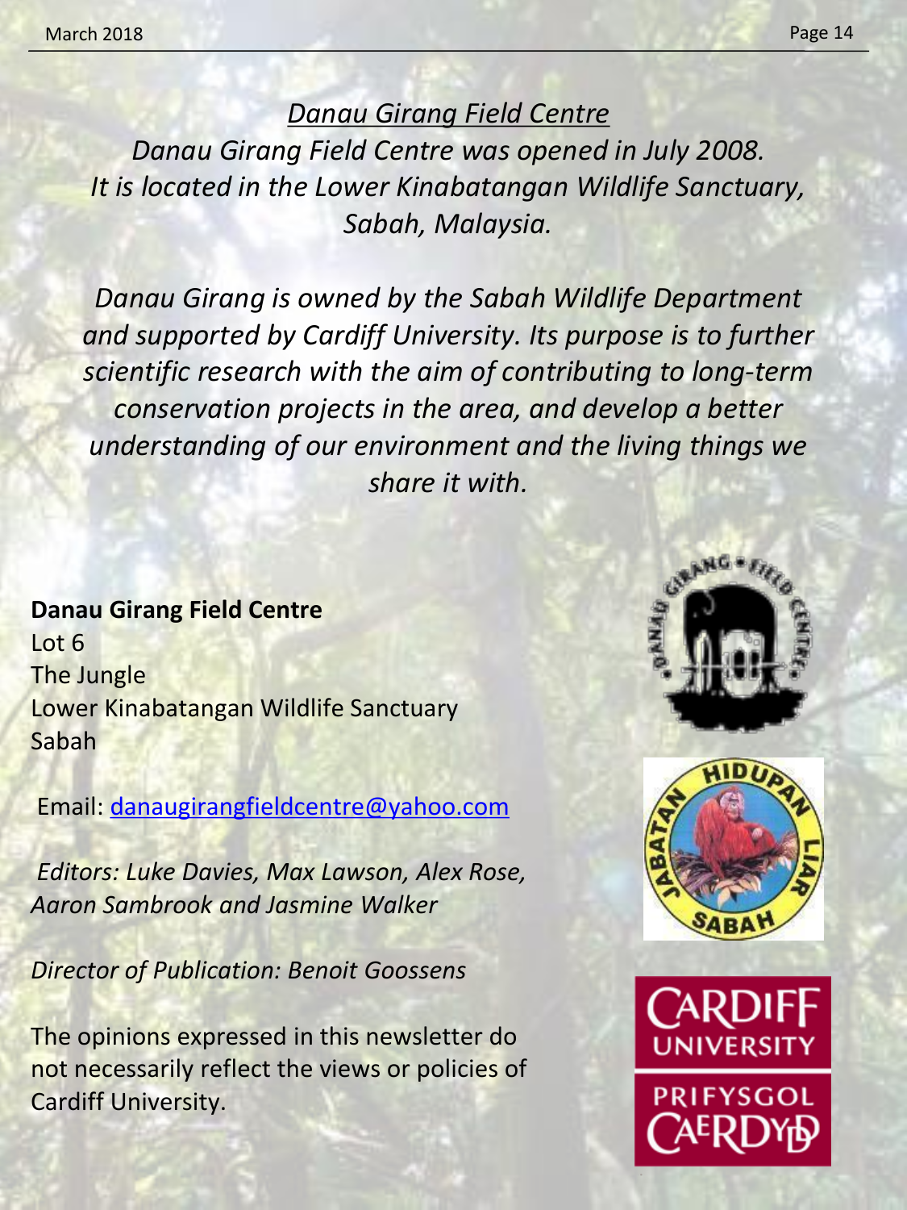*<u>Danau Girang Field Centre</u>*

*Danau Girang Field Centre was opened in July 2008. It is located in the Lower Kinabatangan Wildlife Sanctuary, Sabah, Malaysia.*

*Danau Girang is owned by the Sabah Wildlife Department and supported by Cardiff University. Its purpose is to further scientific research with the aim of contributing to long-term conservation projects in the area, and develop a better understanding of our environment and the living things we share it with.*

**Danau Girang Field Centre**
Lot 6
The Jungle
Lower Kinabatangan Wildlife Sanctuary
Sabah

Email: danaugirangfieldcentre@yahoo.com

*Editors: Luke Davies, Max Lawson, Alex Rose, Aaron Sambrook and Jasmine Walker*

*Director of Publication: Benoit Goossens*

The opinions expressed in this newsletter do not necessarily reflect the views or policies of Cardiff University.